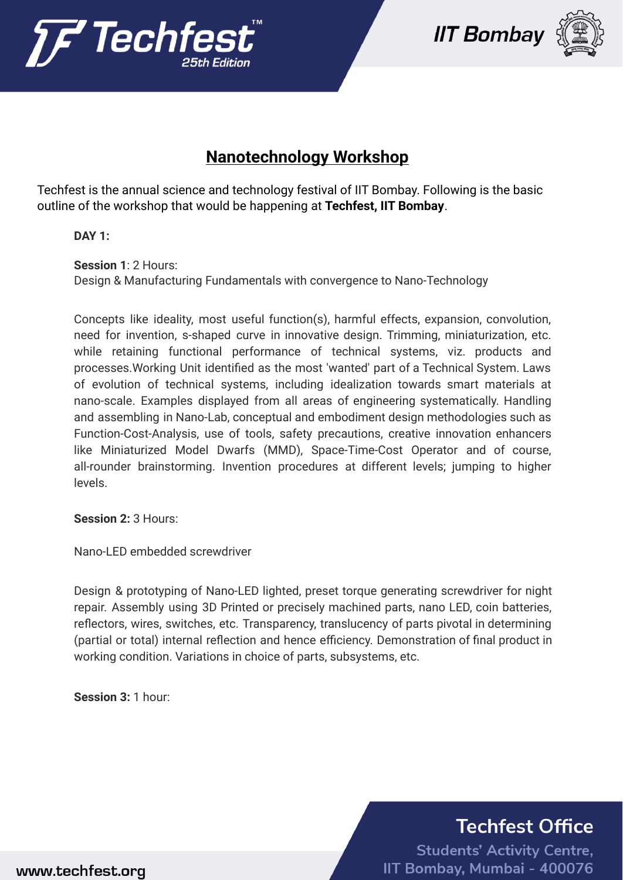# Nanotechnology Workshop

Techfest is the annual science and technology festival of IIT Bombay. Following is the basic outline of the workshop that would be happening at **Techfest, IIT Bombay**.

**DAY 1:**

**Session 1**: 2 Hours:
Design & Manufacturing Fundamentals with convergence to Nano-Technology

Concepts like ideality, most useful function(s), harmful effects, expansion, convolution, need for invention, s-shaped curve in innovative design. Trimming, miniaturization, etc. while retaining functional performance of technical systems, viz. products and processes.Working Unit identified as the most 'wanted' part of a Technical System. Laws of evolution of technical systems, including idealization towards smart materials at nano-scale. Examples displayed from all areas of engineering systematically. Handling and assembling in Nano-Lab, conceptual and embodiment design methodologies such as Function-Cost-Analysis, use of tools, safety precautions, creative innovation enhancers like Miniaturized Model Dwarfs (MMD), Space-Time-Cost Operator and of course, all-rounder brainstorming. Invention procedures at different levels; jumping to higher levels.

**Session 2:** 3 Hours:

Nano-LED embedded screwdriver

Design & prototyping of Nano-LED lighted, preset torque generating screwdriver for night repair. Assembly using 3D Printed or precisely machined parts, nano LED, coin batteries, reflectors, wires, switches, etc. Transparency, translucency of parts pivotal in determining (partial or total) internal reflection and hence efficiency. Demonstration of final product in working condition. Variations in choice of parts, subsystems, etc.

**Session 3:** 1 hour: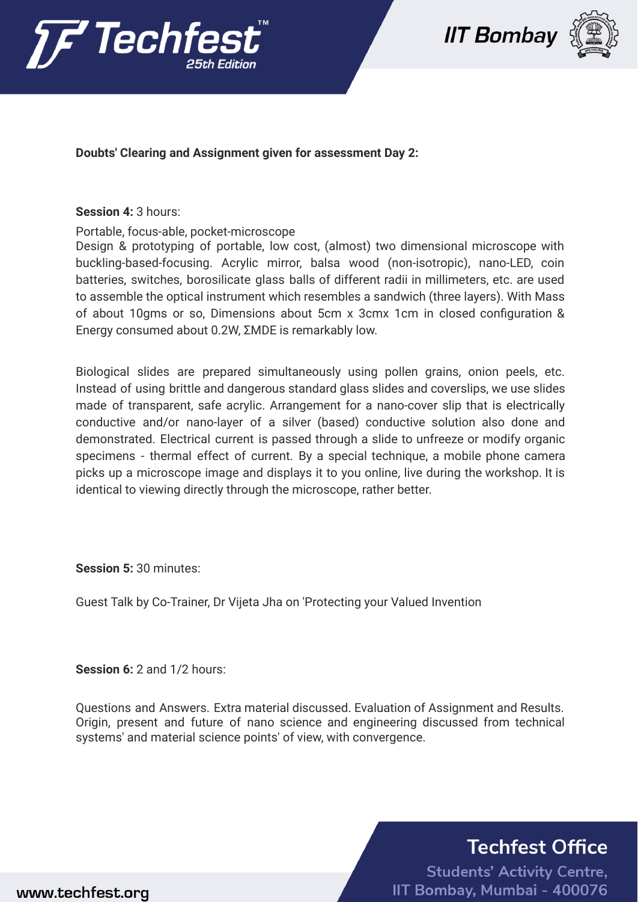**Doubts' Clearing and Assignment given for assessment Day 2:**

**Session 4:** 3 hours:

Portable, focus-able, pocket-microscope
Design & prototyping of portable, low cost, (almost) two dimensional microscope with buckling-based-focusing. Acrylic mirror, balsa wood (non-isotropic), nano-LED, coin batteries, switches, borosilicate glass balls of different radii in millimeters, etc. are used to assemble the optical instrument which resembles a sandwich (three layers). With Mass of about 10gms or so, Dimensions about 5cm x 3cmx 1cm in closed configuration & Energy consumed about 0.2W, ΣMDE is remarkably low.

Biological slides are prepared simultaneously using pollen grains, onion peels, etc. Instead of using brittle and dangerous standard glass slides and coverslips, we use slides made of transparent, safe acrylic. Arrangement for a nano-cover slip that is electrically conductive and/or nano-layer of a silver (based) conductive solution also done and demonstrated. Electrical current is passed through a slide to unfreeze or modify organic specimens - thermal effect of current. By a special technique, a mobile phone camera picks up a microscope image and displays it to you online, live during the workshop. It is identical to viewing directly through the microscope, rather better.

**Session 5:** 30 minutes:

Guest Talk by Co-Trainer, Dr Vijeta Jha on 'Protecting your Valued Invention

**Session 6:** 2 and 1/2 hours:

Questions and Answers. Extra material discussed. Evaluation of Assignment and Results. Origin, present and future of nano science and engineering discussed from technical systems' and material science points' of view, with convergence.